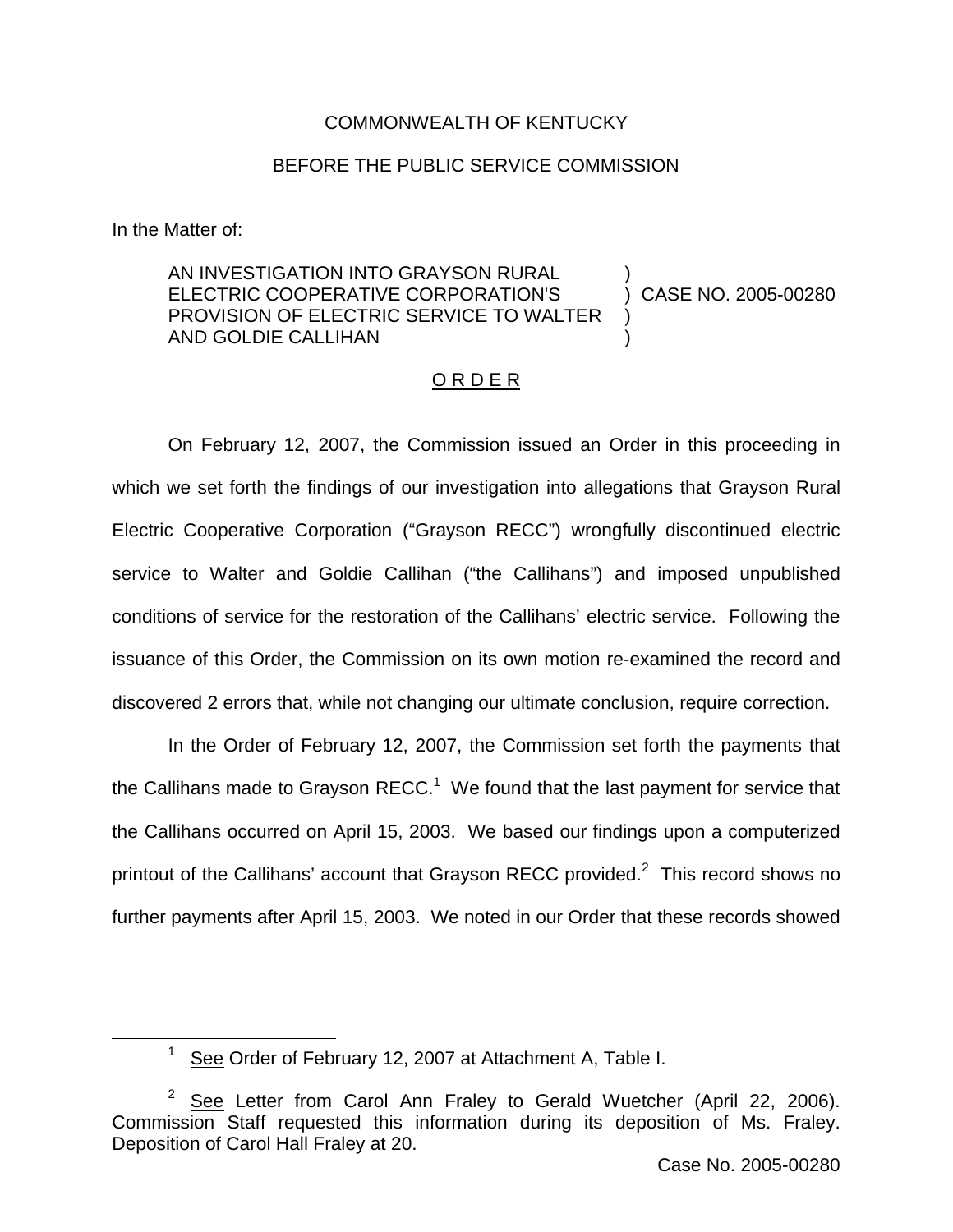COMMONWEALTH OF KENTUCKY

BEFORE THE PUBLIC SERVICE COMMISSION

In the Matter of:

| | |
|---|---|
| AN INVESTIGATION INTO GRAYSON RURAL ELECTRIC COOPERATIVE CORPORATION'S PROVISION OF ELECTRIC SERVICE TO WALTER AND GOLDIE CALLIHAN | ) CASE NO. 2005-00280 |

O R D E R

On February 12, 2007, the Commission issued an Order in this proceeding in which we set forth the findings of our investigation into allegations that Grayson Rural Electric Cooperative Corporation ("Grayson RECC") wrongfully discontinued electric service to Walter and Goldie Callihan ("the Callihans") and imposed unpublished conditions of service for the restoration of the Callihans' electric service. Following the issuance of this Order, the Commission on its own motion re-examined the record and discovered 2 errors that, while not changing our ultimate conclusion, require correction.

In the Order of February 12, 2007, the Commission set forth the payments that the Callihans made to Grayson RECC.[1] We found that the last payment for service that the Callihans occurred on April 15, 2003. We based our findings upon a computerized printout of the Callihans' account that Grayson RECC provided.[2] This record shows no further payments after April 15, 2003. We noted in our Order that these records showed

---

[1] See Order of February 12, 2007 at Attachment A, Table I.

[2] See Letter from Carol Ann Fraley to Gerald Wuetcher (April 22, 2006). Commission Staff requested this information during its deposition of Ms. Fraley. Deposition of Carol Hall Fraley at 20.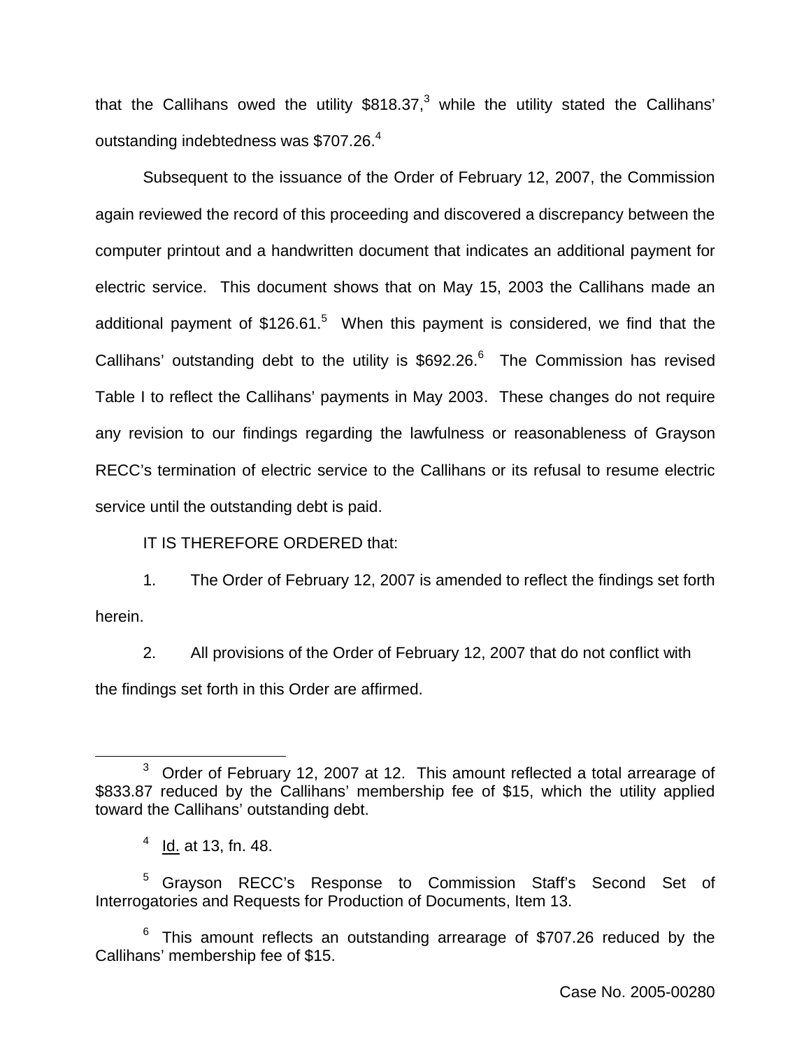that the Callihans owed the utility $818.37,[3] while the utility stated the Callihans' outstanding indebtedness was $707.26.[4]

Subsequent to the issuance of the Order of February 12, 2007, the Commission again reviewed the record of this proceeding and discovered a discrepancy between the computer printout and a handwritten document that indicates an additional payment for electric service. This document shows that on May 15, 2003 the Callihans made an additional payment of $126.61.[5] When this payment is considered, we find that the Callihans' outstanding debt to the utility is $692.26.[6] The Commission has revised Table I to reflect the Callihans' payments in May 2003. These changes do not require any revision to our findings regarding the lawfulness or reasonableness of Grayson RECC's termination of electric service to the Callihans or its refusal to resume electric service until the outstanding debt is paid.

IT IS THEREFORE ORDERED that:

1. The Order of February 12, 2007 is amended to reflect the findings set forth herein.

2. All provisions of the Order of February 12, 2007 that do not conflict with the findings set forth in this Order are affirmed.

---

[3] Order of February 12, 2007 at 12. This amount reflected a total arrearage of $833.87 reduced by the Callihans' membership fee of $15, which the utility applied toward the Callihans' outstanding debt.

[4] Id. at 13, fn. 48.

[5] Grayson RECC's Response to Commission Staff's Second Set of Interrogatories and Requests for Production of Documents, Item 13.

[6] This amount reflects an outstanding arrearage of $707.26 reduced by the Callihans' membership fee of $15.

Case No. 2005-00280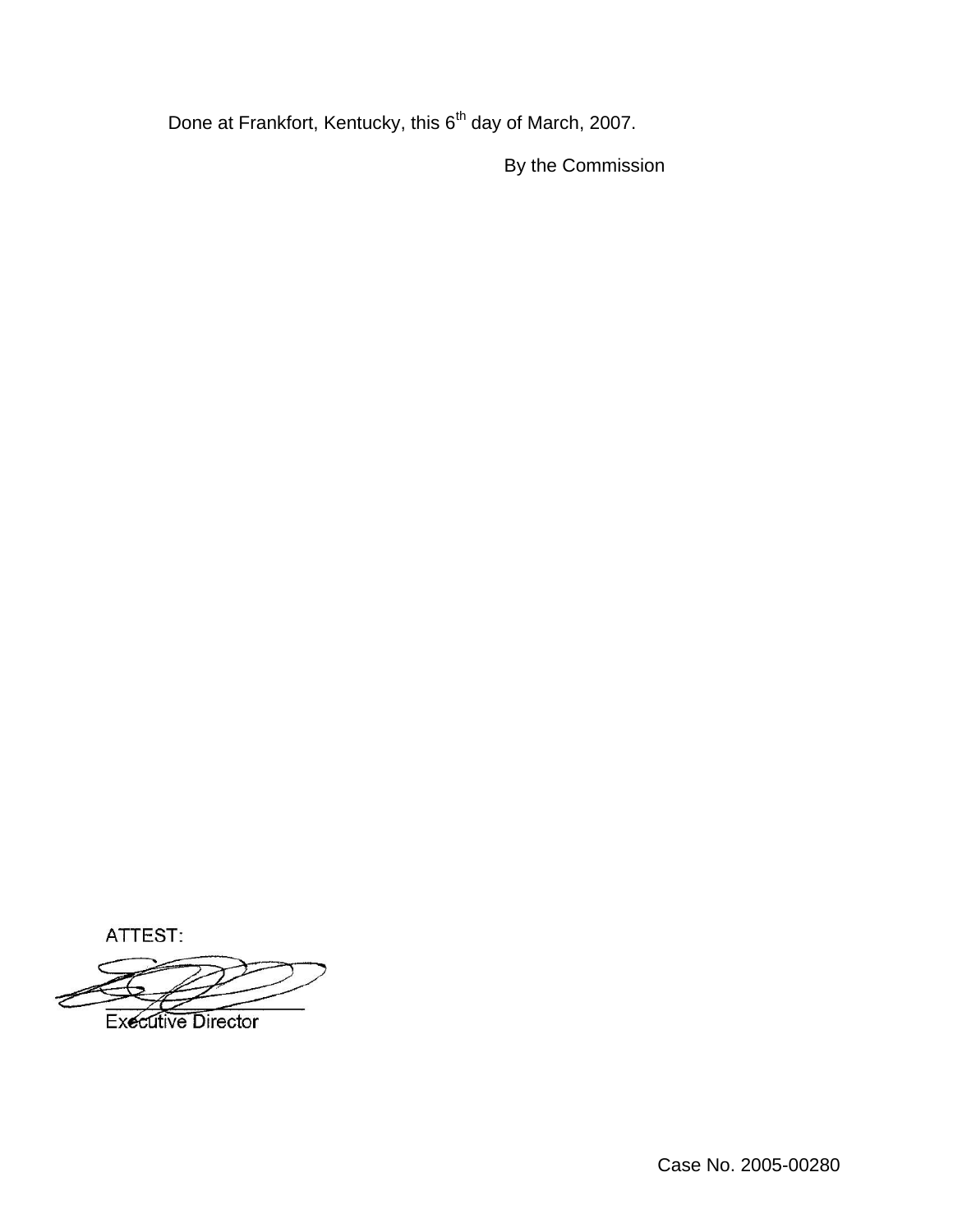Done at Frankfort, Kentucky, this 6th day of March, 2007.

By the Commission

ATTEST:

Executive Director

Case No. 2005-00280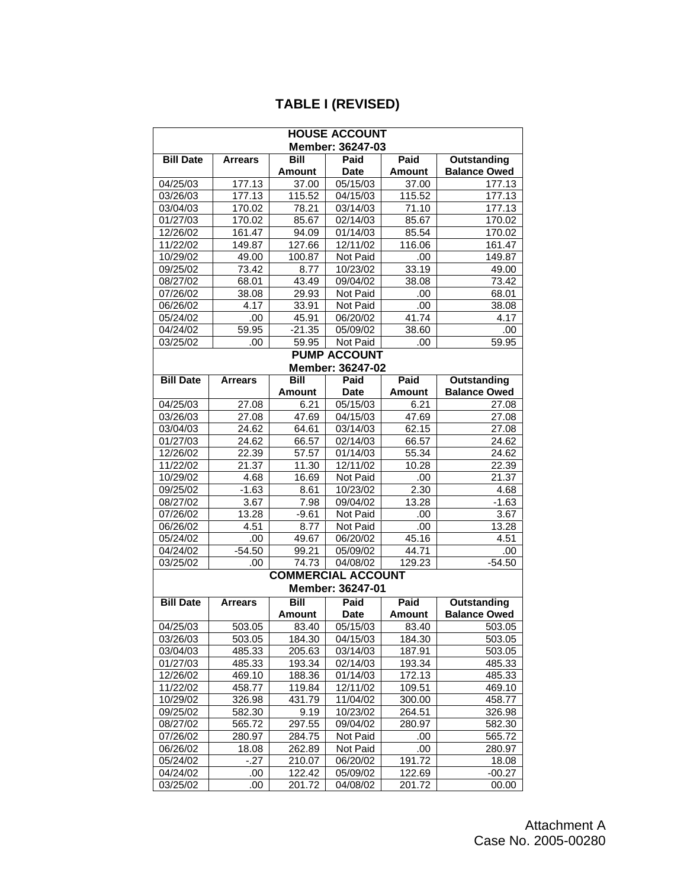# TABLE I (REVISED)

| HOUSE ACCOUNT Member: 36247-03 | | | | | |
|---|---|---|---|---|---|
| **Bill Date** | **Arrears** | **Bill Amount** | **Paid Date** | **Paid Amount** | **Outstanding Balance Owed** |
| 04/25/03 | 177.13 | 37.00 | 05/15/03 | 37.00 | 177.13 |
| 03/26/03 | 177.13 | 115.52 | 04/15/03 | 115.52 | 177.13 |
| 03/04/03 | 170.02 | 78.21 | 03/14/03 | 71.10 | 177.13 |
| 01/27/03 | 170.02 | 85.67 | 02/14/03 | 85.67 | 170.02 |
| 12/26/02 | 161.47 | 94.09 | 01/14/03 | 85.54 | 170.02 |
| 11/22/02 | 149.87 | 127.66 | 12/11/02 | 116.06 | 161.47 |
| 10/29/02 | 49.00 | 100.87 | Not Paid | .00 | 149.87 |
| 09/25/02 | 73.42 | 8.77 | 10/23/02 | 33.19 | 49.00 |
| 08/27/02 | 68.01 | 43.49 | 09/04/02 | 38.08 | 73.42 |
| 07/26/02 | 38.08 | 29.93 | Not Paid | .00 | 68.01 |
| 06/26/02 | 4.17 | 33.91 | Not Paid | .00 | 38.08 |
| 05/24/02 | .00 | 45.91 | 06/20/02 | 41.74 | 4.17 |
| 04/24/02 | 59.95 | -21.35 | 05/09/02 | 38.60 | .00 |
| 03/25/02 | .00 | 59.95 | Not Paid | .00 | 59.95 |
| **PUMP ACCOUNT Member: 36247-02** | | | | | |
| **Bill Date** | **Arrears** | **Bill Amount** | **Paid Date** | **Paid Amount** | **Outstanding Balance Owed** |
| 04/25/03 | 27.08 | 6.21 | 05/15/03 | 6.21 | 27.08 |
| 03/26/03 | 27.08 | 47.69 | 04/15/03 | 47.69 | 27.08 |
| 03/04/03 | 24.62 | 64.61 | 03/14/03 | 62.15 | 27.08 |
| 01/27/03 | 24.62 | 66.57 | 02/14/03 | 66.57 | 24.62 |
| 12/26/02 | 22.39 | 57.57 | 01/14/03 | 55.34 | 24.62 |
| 11/22/02 | 21.37 | 11.30 | 12/11/02 | 10.28 | 22.39 |
| 10/29/02 | 4.68 | 16.69 | Not Paid | .00 | 21.37 |
| 09/25/02 | -1.63 | 8.61 | 10/23/02 | 2.30 | 4.68 |
| 08/27/02 | 3.67 | 7.98 | 09/04/02 | 13.28 | -1.63 |
| 07/26/02 | 13.28 | -9.61 | Not Paid | .00 | 3.67 |
| 06/26/02 | 4.51 | 8.77 | Not Paid | .00 | 13.28 |
| 05/24/02 | .00 | 49.67 | 06/20/02 | 45.16 | 4.51 |
| 04/24/02 | -54.50 | 99.21 | 05/09/02 | 44.71 | .00 |
| 03/25/02 | .00 | 74.73 | 04/08/02 | 129.23 | -54.50 |
| **COMMERCIAL ACCOUNT Member: 36247-01** | | | | | |
| **Bill Date** | **Arrears** | **Bill Amount** | **Paid Date** | **Paid Amount** | **Outstanding Balance Owed** |
| 04/25/03 | 503.05 | 83.40 | 05/15/03 | 83.40 | 503.05 |
| 03/26/03 | 503.05 | 184.30 | 04/15/03 | 184.30 | 503.05 |
| 03/04/03 | 485.33 | 205.63 | 03/14/03 | 187.91 | 503.05 |
| 01/27/03 | 485.33 | 193.34 | 02/14/03 | 193.34 | 485.33 |
| 12/26/02 | 469.10 | 188.36 | 01/14/03 | 172.13 | 485.33 |
| 11/22/02 | 458.77 | 119.84 | 12/11/02 | 109.51 | 469.10 |
| 10/29/02 | 326.98 | 431.79 | 11/04/02 | 300.00 | 458.77 |
| 09/25/02 | 582.30 | 9.19 | 10/23/02 | 264.51 | 326.98 |
| 08/27/02 | 565.72 | 297.55 | 09/04/02 | 280.97 | 582.30 |
| 07/26/02 | 280.97 | 284.75 | Not Paid | .00 | 565.72 |
| 06/26/02 | 18.08 | 262.89 | Not Paid | .00 | 280.97 |
| 05/24/02 | -.27 | 210.07 | 06/20/02 | 191.72 | 18.08 |
| 04/24/02 | .00 | 122.42 | 05/09/02 | 122.69 | -00.27 |
| 03/25/02 | .00 | 201.72 | 04/08/02 | 201.72 | 00.00 |

Attachment A
Case No. 2005-00280